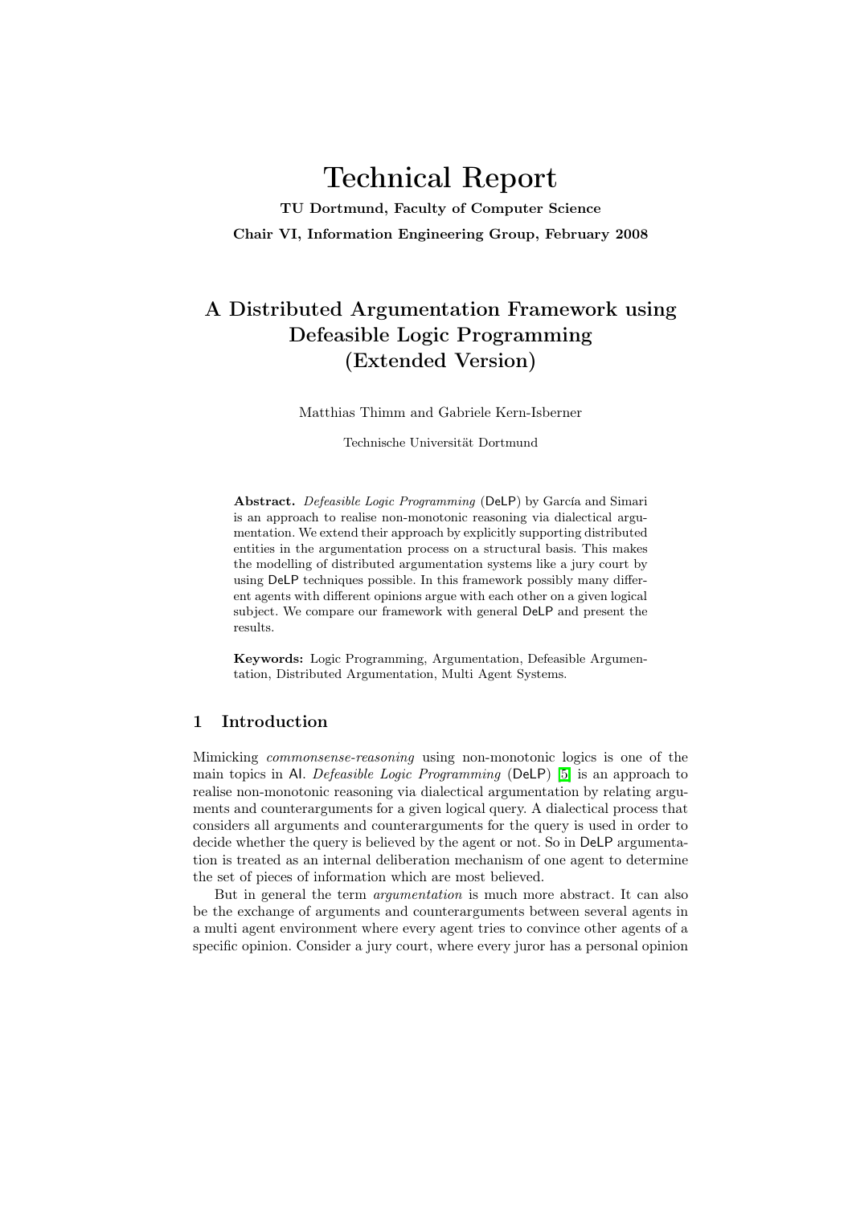# Technical Report

**TU Dortmund, Faculty of Computer Science**

**Chair VI, Information Engineering Group, February 2008**

## A Distributed Argumentation Framework using Defeasible Logic Programming (Extended Version)

Matthias Thimm and Gabriele Kern-Isberner

Technische Universität Dortmund

**Abstract.** *Defeasible Logic Programming* (DeLP) by García and Simari is an approach to realise non-monotonic reasoning via dialectical argumentation. We extend their approach by explicitly supporting distributed entities in the argumentation process on a structural basis. This makes the modelling of distributed argumentation systems like a jury court by using DeLP techniques possible. In this framework possibly many different agents with different opinions argue with each other on a given logical subject. We compare our framework with general DeLP and present the results.

**Keywords:** Logic Programming, Argumentation, Defeasible Argumentation, Distributed Argumentation, Multi Agent Systems.

## 1 Introduction

Mimicking *commonsense-reasoning* using non-monotonic logics is one of the main topics in AI. *Defeasible Logic Programming* (DeLP) [5] is an approach to realise non-monotonic reasoning via dialectical argumentation by relating arguments and counterarguments for a given logical query. A dialectical process that considers all arguments and counterarguments for the query is used in order to decide whether the query is believed by the agent or not. So in DeLP argumentation is treated as an internal deliberation mechanism of one agent to determine the set of pieces of information which are most believed.

But in general the term *argumentation* is much more abstract. It can also be the exchange of arguments and counterarguments between several agents in a multi agent environment where every agent tries to convince other agents of a specific opinion. Consider a jury court, where every juror has a personal opinion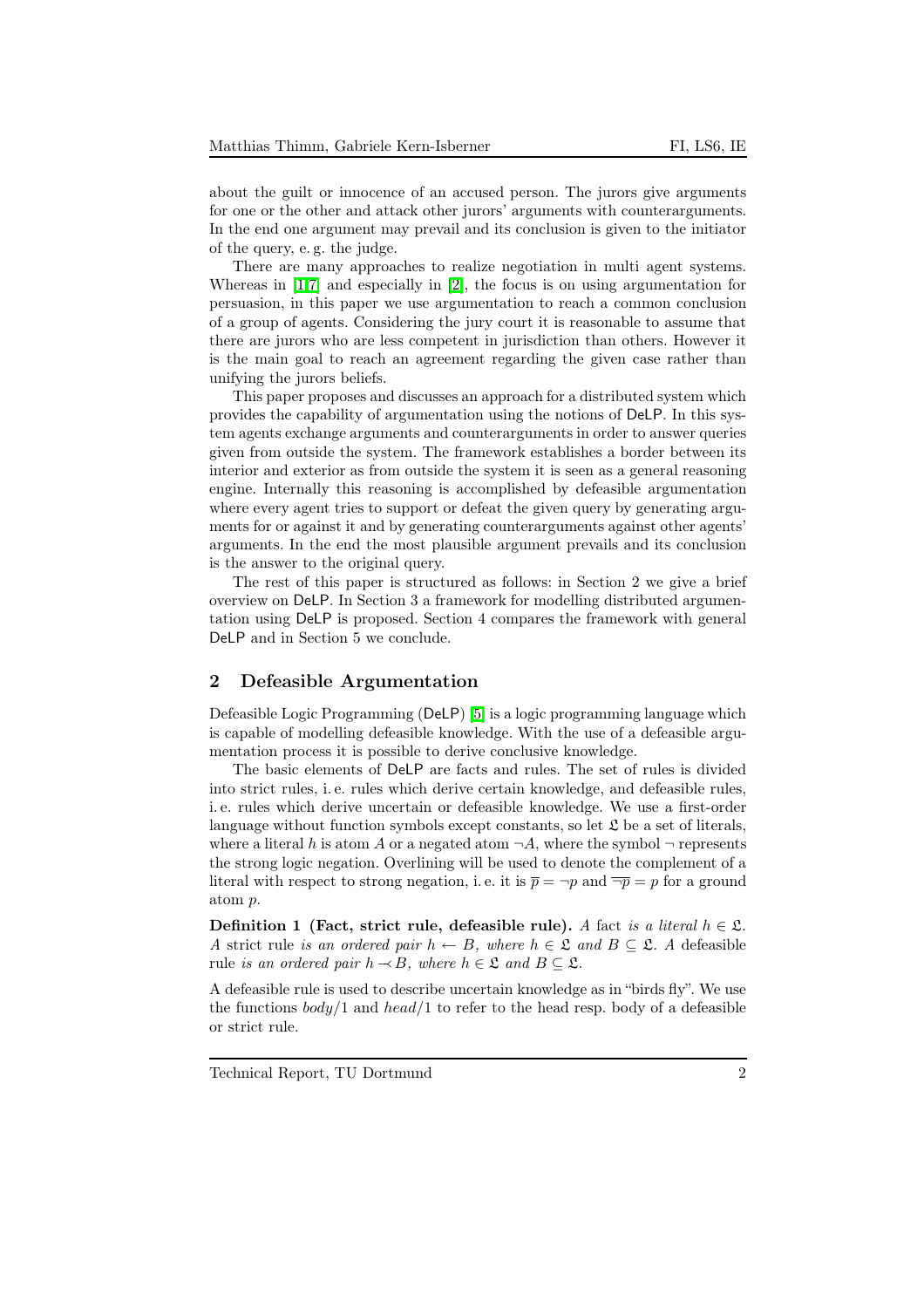about the guilt or innocence of an accused person. The jurors give arguments for one or the other and attack other jurors' arguments with counterarguments. In the end one argument may prevail and its conclusion is given to the initiator of the query, e. g. the judge.

There are many approaches to realize negotiation in multi agent systems. Whereas in [1,7] and especially in [2], the focus is on using argumentation for persuasion, in this paper we use argumentation to reach a common conclusion of a group of agents. Considering the jury court it is reasonable to assume that there are jurors who are less competent in jurisdiction than others. However it is the main goal to reach an agreement regarding the given case rather than unifying the jurors beliefs.

This paper proposes and discusses an approach for a distributed system which provides the capability of argumentation using the notions of DeLP. In this system agents exchange arguments and counterarguments in order to answer queries given from outside the system. The framework establishes a border between its interior and exterior as from outside the system it is seen as a general reasoning engine. Internally this reasoning is accomplished by defeasible argumentation where every agent tries to support or defeat the given query by generating arguments for or against it and by generating counterarguments against other agents' arguments. In the end the most plausible argument prevails and its conclusion is the answer to the original query.

The rest of this paper is structured as follows: in Section 2 we give a brief overview on DeLP. In Section 3 a framework for modelling distributed argumentation using DeLP is proposed. Section 4 compares the framework with general DeLP and in Section 5 we conclude.

## 2 Defeasible Argumentation

Defeasible Logic Programming (DeLP) [5] is a logic programming language which is capable of modelling defeasible knowledge. With the use of a defeasible argumentation process it is possible to derive conclusive knowledge.

The basic elements of DeLP are facts and rules. The set of rules is divided into strict rules, i. e. rules which derive certain knowledge, and defeasible rules, i. e. rules which derive uncertain or defeasible knowledge. We use a first-order language without function symbols except constants, so let $\mathfrak{L}$ be a set of literals, where a literal $h$ is atom $A$ or a negated atom $\neg A$, where the symbol $\neg$ represents the strong logic negation. Overlining will be used to denote the complement of a literal with respect to strong negation, i. e. it is $\overline{p} = \neg p$ and $\overline{\neg p} = p$ for a ground atom $p$.

**Definition 1 (Fact, strict rule, defeasible rule).** *A* fact *is a literal* $h \in \mathfrak{L}$. *A* strict rule *is an ordered pair* $h \leftarrow B$*, where* $h \in \mathfrak{L}$ *and* $B \subseteq \mathfrak{L}$*. A* defeasible rule *is an ordered pair* $h \prec B$*, where* $h \in \mathfrak{L}$ *and* $B \subseteq \mathfrak{L}$*.*

A defeasible rule is used to describe uncertain knowledge as in "birds fly". We use the functions $body/1$ and $head/1$ to refer to the head resp. body of a defeasible or strict rule.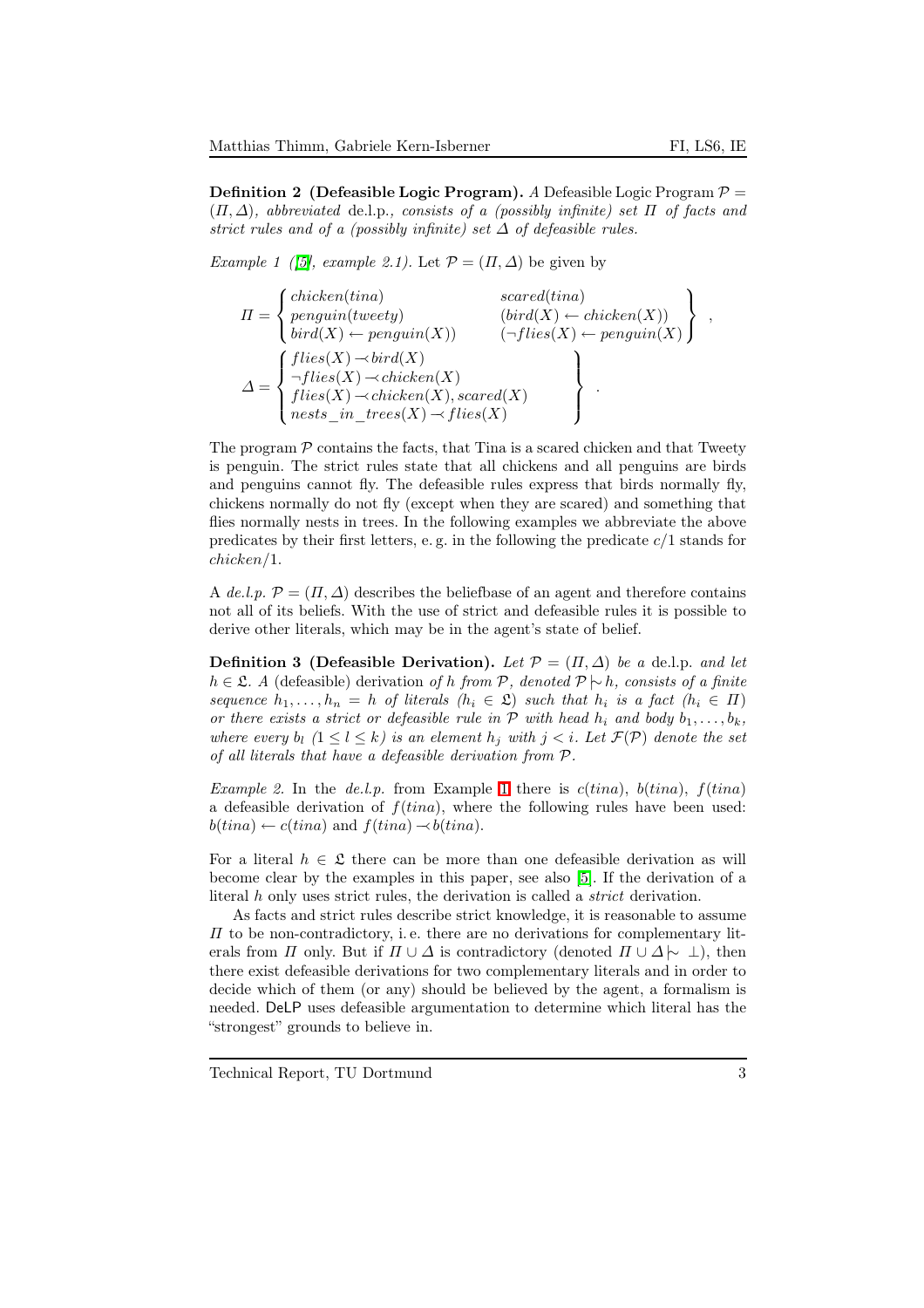**Definition 2 (Defeasible Logic Program).** *A* Defeasible Logic Program $\mathcal{P} = (\Pi, \Delta)$*, abbreviated* de.l.p.*, consists of a (possibly infinite) set* $\Pi$ *of facts and strict rules and of a (possibly infinite) set* $\Delta$ *of defeasible rules.*

*Example 1 ([5], example 2.1).* Let $\mathcal{P} = (\Pi, \Delta)$ be given by

$$\Pi = \left\{ \begin{array}{ll} chicken(tina) & scared(tina) \\ penguin(tweety) & (bird(X) \leftarrow chicken(X)) \\ bird(X) \leftarrow penguin(X)) & (\neg flies(X) \leftarrow penguin(X) \end{array} \right\} ,$$

$$\Delta = \left\{ \begin{array}{l} flies(X) \prec bird(X) \\ \neg flies(X) \prec chicken(X) \\ flies(X) \prec chicken(X), scared(X) \\ nests\_in\_trees(X) \prec flies(X) \end{array} \right\} .$$

The program $\mathcal{P}$ contains the facts, that Tina is a scared chicken and that Tweety is penguin. The strict rules state that all chickens and all penguins are birds and penguins cannot fly. The defeasible rules express that birds normally fly, chickens normally do not fly (except when they are scared) and something that flies normally nests in trees. In the following examples we abbreviate the above predicates by their first letters, e. g. in the following the predicate $c/1$ stands for $chicken/1$.

A *de.l.p.* $\mathcal{P} = (\Pi, \Delta)$ describes the beliefbase of an agent and therefore contains not all of its beliefs. With the use of strict and defeasible rules it is possible to derive other literals, which may be in the agent's state of belief.

**Definition 3 (Defeasible Derivation).** *Let* $\mathcal{P} = (\Pi, \Delta)$ *be a* de.l.p. *and let* $h \in \mathfrak{L}$*. A* (defeasible) derivation *of* $h$ *from* $\mathcal{P}$*, denoted* $\mathcal{P} \mathrel{|\!\sim} h$*, consists of a finite sequence* $h_1, \ldots, h_n = h$ *of literals* ($h_i \in \mathfrak{L}$) *such that* $h_i$ *is a fact* ($h_i \in \Pi$) *or there exists a strict or defeasible rule in* $\mathcal{P}$ *with head* $h_i$ *and body* $b_1, \ldots, b_k$*, where every* $b_l$ ($1 \leq l \leq k$) *is an element* $h_j$ *with* $j < i$*. Let* $\mathcal{F}(\mathcal{P})$ *denote the set of all literals that have a defeasible derivation from* $\mathcal{P}$*.*

*Example 2.* In the *de.l.p.* from Example 1 there is $c(tina)$, $b(tina)$, $f(tina)$ a defeasible derivation of $f(tina)$, where the following rules have been used: $b(tina) \leftarrow c(tina)$ and $f(tina) \prec b(tina)$.

For a literal $h \in \mathfrak{L}$ there can be more than one defeasible derivation as will become clear by the examples in this paper, see also [5]. If the derivation of a literal $h$ only uses strict rules, the derivation is called a *strict* derivation.

As facts and strict rules describe strict knowledge, it is reasonable to assume $\Pi$ to be non-contradictory, i. e. there are no derivations for complementary literals from $\Pi$ only. But if $\Pi \cup \Delta$ is contradictory (denoted $\Pi \cup \Delta \mathrel{|\!\sim} \perp$), then there exist defeasible derivations for two complementary literals and in order to decide which of them (or any) should be believed by the agent, a formalism is needed. DeLP uses defeasible argumentation to determine which literal has the "strongest" grounds to believe in.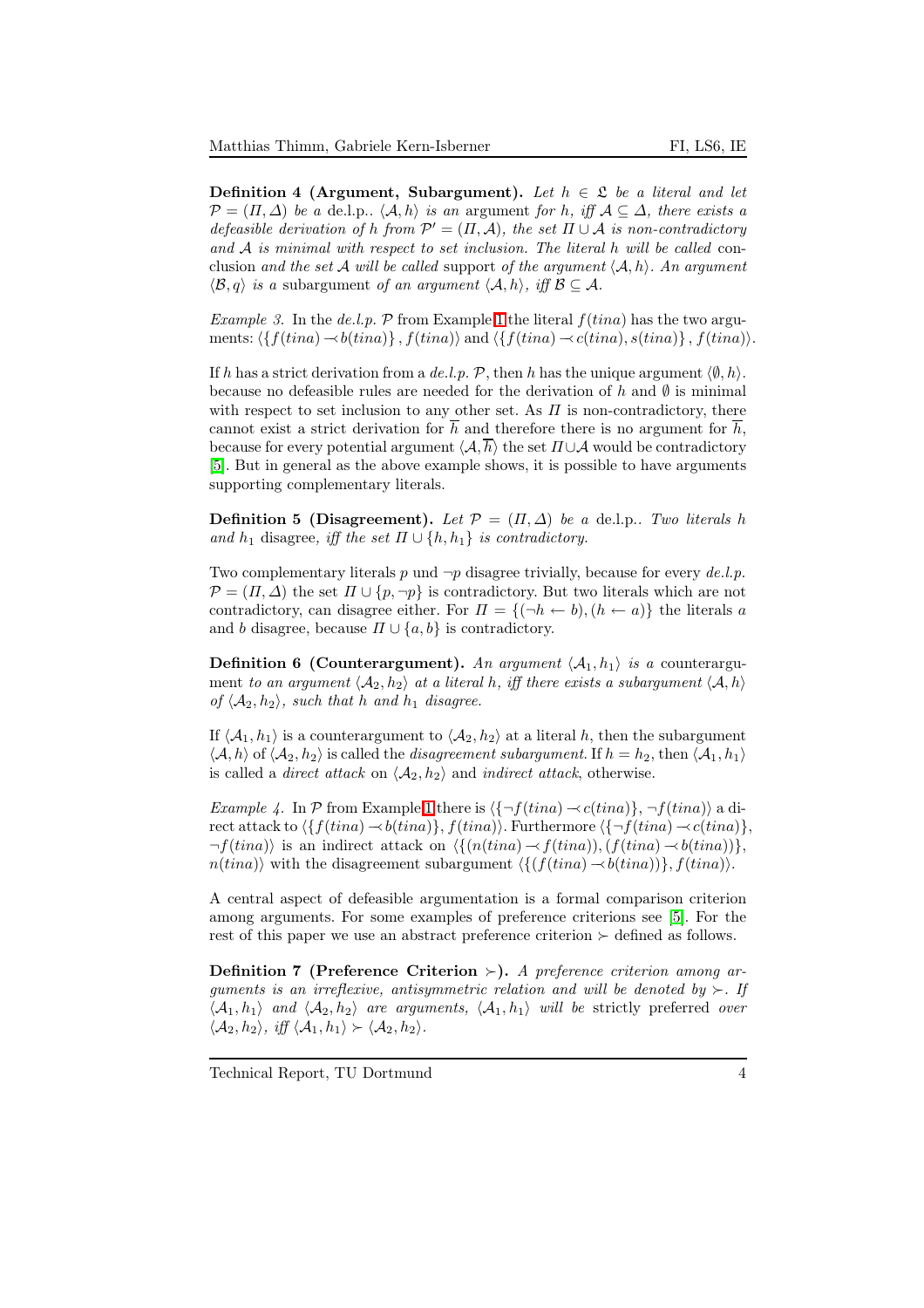**Definition 4 (Argument, Subargument).** *Let $h \in \mathfrak{L}$ be a literal and let $\mathcal{P} = (\Pi, \Delta)$ be a* de.l.p.. *$\langle \mathcal{A}, h \rangle$ is an* argument *for $h$, iff $\mathcal{A} \subseteq \Delta$, there exists a defeasible derivation of $h$ from $\mathcal{P}' = (\Pi, \mathcal{A})$, the set $\Pi \cup \mathcal{A}$ is non-contradictory and $\mathcal{A}$ is minimal with respect to set inclusion. The literal $h$ will be called* conclusion *and the set $\mathcal{A}$ will be called* support *of the argument $\langle \mathcal{A}, h \rangle$. An argument $\langle \mathcal{B}, q \rangle$ is a* subargument *of an argument $\langle \mathcal{A}, h \rangle$, iff $\mathcal{B} \subseteq \mathcal{A}$.*

*Example 3.* In the *de.l.p.* $\mathcal{P}$ from Example 1 the literal $f(tina)$ has the two arguments: $\langle \{f(tina) \prec b(tina)\}, f(tina) \rangle$ and $\langle \{f(tina) \prec c(tina), s(tina)\}, f(tina) \rangle$.

If $h$ has a strict derivation from a *de.l.p.* $\mathcal{P}$, then $h$ has the unique argument $\langle \emptyset, h \rangle$. because no defeasible rules are needed for the derivation of $h$ and $\emptyset$ is minimal with respect to set inclusion to any other set. As $\Pi$ is non-contradictory, there cannot exist a strict derivation for $\overline{h}$ and therefore there is no argument for $\overline{h}$, because for every potential argument $\langle \mathcal{A}, \overline{h} \rangle$ the set $\Pi \cup \mathcal{A}$ would be contradictory [5]. But in general as the above example shows, it is possible to have arguments supporting complementary literals.

**Definition 5 (Disagreement).** *Let $\mathcal{P} = (\Pi, \Delta)$ be a* de.l.p.. *Two literals $h$ and $h_1$* disagree*, iff the set $\Pi \cup \{h, h_1\}$ is contradictory.*

Two complementary literals $p$ und $\neg p$ disagree trivially, because for every *de.l.p.* $\mathcal{P} = (\Pi, \Delta)$ the set $\Pi \cup \{p, \neg p\}$ is contradictory. But two literals which are not contradictory, can disagree either. For $\Pi = \{(\neg h \leftarrow b), (h \leftarrow a)\}$ the literals $a$ and $b$ disagree, because $\Pi \cup \{a, b\}$ is contradictory.

**Definition 6 (Counterargument).** *An argument $\langle \mathcal{A}_1, h_1 \rangle$ is a* counterargument *to an argument $\langle \mathcal{A}_2, h_2 \rangle$ at a literal $h$, iff there exists a subargument $\langle \mathcal{A}, h \rangle$ of $\langle \mathcal{A}_2, h_2 \rangle$, such that $h$ and $h_1$ disagree.*

If $\langle \mathcal{A}_1, h_1 \rangle$ is a counterargument to $\langle \mathcal{A}_2, h_2 \rangle$ at a literal $h$, then the subargument $\langle \mathcal{A}, h \rangle$ of $\langle \mathcal{A}_2, h_2 \rangle$ is called the *disagreement subargument*. If $h = h_2$, then $\langle \mathcal{A}_1, h_1 \rangle$ is called a *direct attack* on $\langle \mathcal{A}_2, h_2 \rangle$ and *indirect attack*, otherwise.

*Example 4.* In $\mathcal{P}$ from Example 1 there is $\langle \{\neg f(tina) \prec c(tina)\}, \neg f(tina) \rangle$ a direct attack to $\langle \{f(tina) \prec b(tina)\}, f(tina) \rangle$. Furthermore $\langle \{\neg f(tina) \prec c(tina)\}, \neg f(tina) \rangle$ is an indirect attack on $\langle \{(n(tina) \prec f(tina)), (f(tina) \prec b(tina))\}, n(tina) \rangle$ with the disagreement subargument $\langle \{(f(tina) \prec b(tina))\}, f(tina) \rangle$.

A central aspect of defeasible argumentation is a formal comparison criterion among arguments. For some examples of preference criterions see [5]. For the rest of this paper we use an abstract preference criterion $\succ$ defined as follows.

**Definition 7 (Preference Criterion $\succ$).** *A preference criterion among arguments is an irreflexive, antisymmetric relation and will be denoted by $\succ$. If $\langle \mathcal{A}_1, h_1 \rangle$ and $\langle \mathcal{A}_2, h_2 \rangle$ are arguments, $\langle \mathcal{A}_1, h_1 \rangle$ will be* strictly preferred *over $\langle \mathcal{A}_2, h_2 \rangle$, iff $\langle \mathcal{A}_1, h_1 \rangle \succ \langle \mathcal{A}_2, h_2 \rangle$.*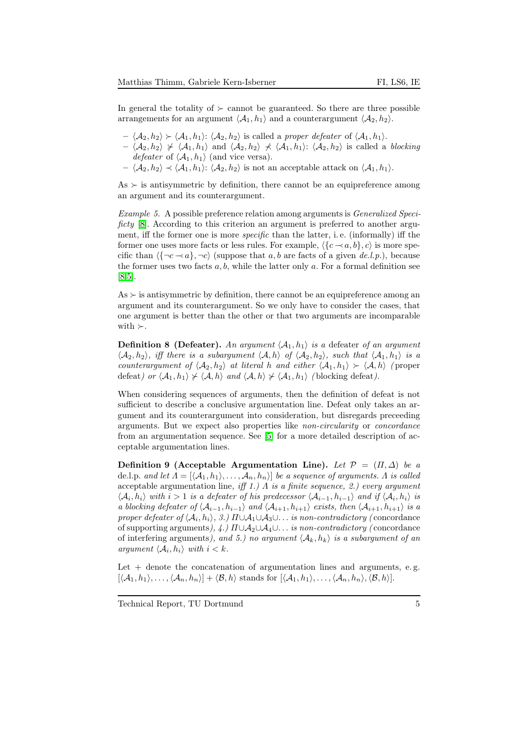In general the totality of $\succ$ cannot be guaranteed. So there are three possible arrangements for an argument $\langle \mathcal{A}_1, h_1 \rangle$ and a counterargument $\langle \mathcal{A}_2, h_2 \rangle$.

- $\langle \mathcal{A}_2, h_2 \rangle \succ \langle \mathcal{A}_1, h_1 \rangle$: $\langle \mathcal{A}_2, h_2 \rangle$ is called a *proper defeater* of $\langle \mathcal{A}_1, h_1 \rangle$.
- $\langle \mathcal{A}_2, h_2 \rangle \not\succ \langle \mathcal{A}_1, h_1 \rangle$ and $\langle \mathcal{A}_2, h_2 \rangle \not\prec \langle \mathcal{A}_1, h_1 \rangle$: $\langle \mathcal{A}_2, h_2 \rangle$ is called a *blocking defeater* of $\langle \mathcal{A}_1, h_1 \rangle$ (and vice versa).
- $\langle \mathcal{A}_2, h_2 \rangle \prec \langle \mathcal{A}_1, h_1 \rangle$: $\langle \mathcal{A}_2, h_2 \rangle$ is not an acceptable attack on $\langle \mathcal{A}_1, h_1 \rangle$.

As $\succ$ is antisymmetric by definition, there cannot be an equipreference among an argument and its counterargument.

*Example 5.* A possible preference relation among arguments is *Generalized Specificty* [8]. According to this criterion an argument is preferred to another argument, iff the former one is more *specific* than the latter, i. e. (informally) iff the former one uses more facts or less rules. For example, $\langle \{c \prec a, b\}, c \rangle$ is more specific than $\langle \{\neg c \prec a\}, \neg c \rangle$ (suppose that $a, b$ are facts of a given *de.l.p.*), because the former uses two facts $a, b$, while the latter only $a$. For a formal definition see [8,5].

As $\succ$ is antisymmetric by definition, there cannot be an equipreference among an argument and its counterargument. So we only have to consider the cases, that one argument is better than the other or that two arguments are incomparable with $\succ$.

**Definition 8 (Defeater).** *An argument $\langle \mathcal{A}_1, h_1 \rangle$ is a* defeater *of an argument $\langle \mathcal{A}_2, h_2 \rangle$, iff there is a subargument $\langle \mathcal{A}, h \rangle$ of $\langle \mathcal{A}_2, h_2 \rangle$, such that $\langle \mathcal{A}_1, h_1 \rangle$ is a counterargument of $\langle \mathcal{A}_2, h_2 \rangle$ at literal $h$ and either $\langle \mathcal{A}_1, h_1 \rangle \succ \langle \mathcal{A}, h \rangle$ (*proper defeat*) or $\langle \mathcal{A}_1, h_1 \rangle \not\succ \langle \mathcal{A}, h \rangle$ and $\langle \mathcal{A}, h \rangle \not\succ \langle \mathcal{A}_1, h_1 \rangle$ (*blocking defeat*).*

When considering sequences of arguments, then the definition of defeat is not sufficient to describe a conclusive argumentation line. Defeat only takes an argument and its counterargument into consideration, but disregards preceeding arguments. But we expect also properties like *non-circularity* or *concordance* from an argumentation sequence. See [5] for a more detailed description of acceptable argumentation lines.

**Definition 9 (Acceptable Argumentation Line).** *Let $\mathcal{P} = (\Pi, \Delta)$ be a* de.l.p. *and let $\Lambda = [\langle \mathcal{A}_1, h_1 \rangle, \ldots, \langle \mathcal{A}_n, h_n \rangle]$ be a sequence of arguments. $\Lambda$ is called* acceptable argumentation line*, iff 1.) $\Lambda$ is a finite sequence, 2.) every argument $\langle \mathcal{A}_i, h_i \rangle$ with $i > 1$ is a defeater of his predecessor $\langle \mathcal{A}_{i-1}, h_{i-1} \rangle$ and if $\langle \mathcal{A}_i, h_i \rangle$ is a blocking defeater of $\langle \mathcal{A}_{i-1}, h_{i-1} \rangle$ and $\langle \mathcal{A}_{i+1}, h_{i+1} \rangle$ exists, then $\langle \mathcal{A}_{i+1}, h_{i+1} \rangle$ is a proper defeater of $\langle \mathcal{A}_i, h_i \rangle$, 3.) $\Pi \cup \mathcal{A}_1 \cup \mathcal{A}_3 \cup \ldots$ is non-contradictory (*concordance of supporting arguments*), 4.) $\Pi \cup \mathcal{A}_2 \cup \mathcal{A}_4 \cup \ldots$ is non-contradictory (*concordance of interfering arguments*), and 5.) no argument $\langle \mathcal{A}_k, h_k \rangle$ is a subargument of an argument $\langle \mathcal{A}_i, h_i \rangle$ with $i < k$.*

Let $+$ denote the concatenation of argumentation lines and arguments, e. g. $[\langle \mathcal{A}_1, h_1 \rangle, \ldots, \langle \mathcal{A}_n, h_n \rangle] + \langle \mathcal{B}, h \rangle$ stands for $[\langle \mathcal{A}_1, h_1 \rangle, \ldots, \langle \mathcal{A}_n, h_n \rangle, \langle \mathcal{B}, h \rangle]$.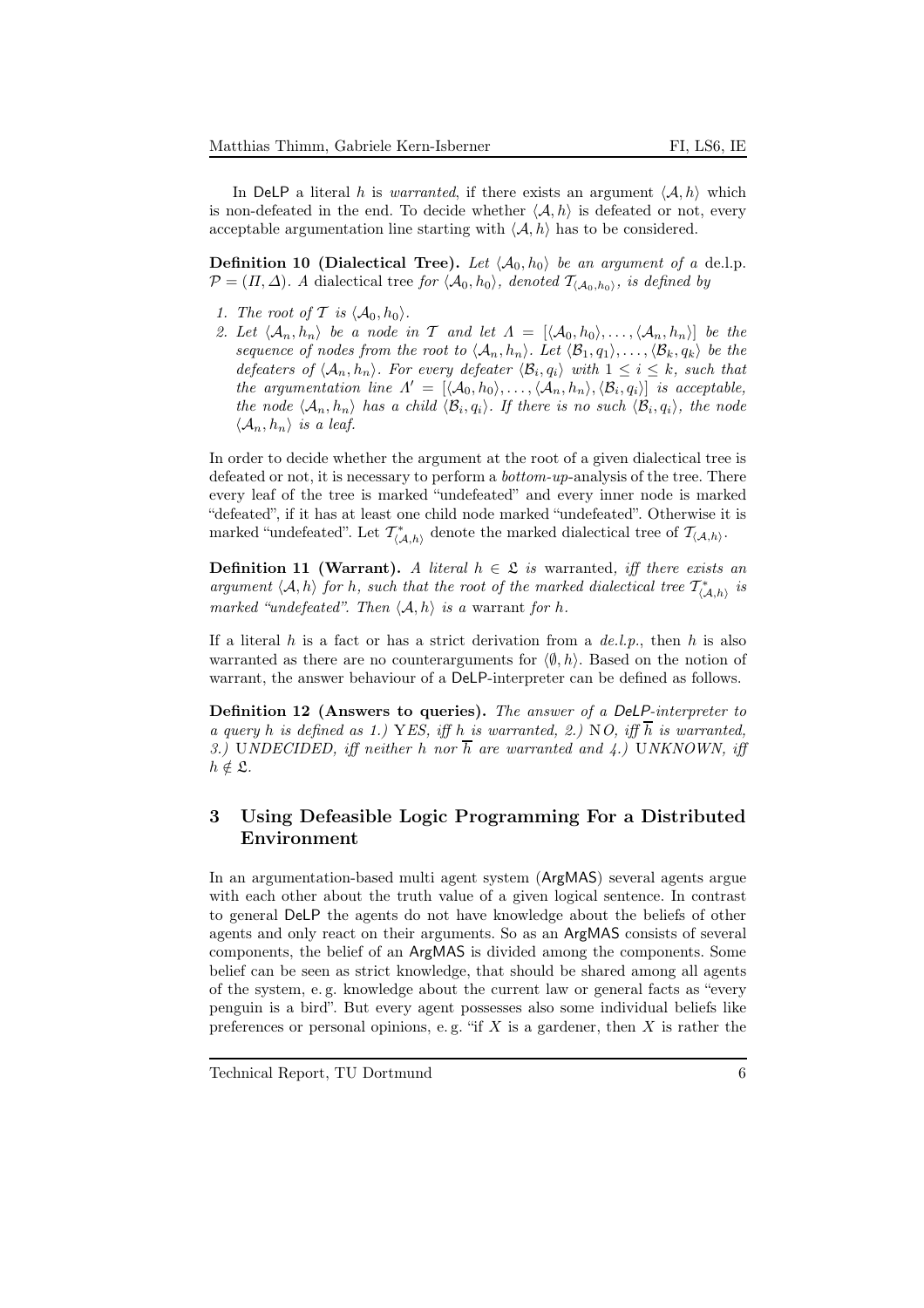In DeLP a literal $h$ is *warranted*, if there exists an argument $\langle \mathcal{A}, h \rangle$ which is non-defeated in the end. To decide whether $\langle \mathcal{A}, h \rangle$ is defeated or not, every acceptable argumentation line starting with $\langle \mathcal{A}, h \rangle$ has to be considered.

**Definition 10 (Dialectical Tree).** *Let $\langle \mathcal{A}_0, h_0 \rangle$ be an argument of a* de.l.p. *$\mathcal{P} = (\Pi, \Delta)$. A* dialectical tree *for $\langle \mathcal{A}_0, h_0 \rangle$, denoted $\mathcal{T}_{\langle \mathcal{A}_0, h_0 \rangle}$, is defined by*

1. *The root of $\mathcal{T}$ is $\langle \mathcal{A}_0, h_0 \rangle$.*
2. *Let $\langle \mathcal{A}_n, h_n \rangle$ be a node in $\mathcal{T}$ and let $\Lambda = [\langle \mathcal{A}_0, h_0 \rangle, \ldots, \langle \mathcal{A}_n, h_n \rangle]$ be the sequence of nodes from the root to $\langle \mathcal{A}_n, h_n \rangle$. Let $\langle \mathcal{B}_1, q_1 \rangle, \ldots, \langle \mathcal{B}_k, q_k \rangle$ be the defeaters of $\langle \mathcal{A}_n, h_n \rangle$. For every defeater $\langle \mathcal{B}_i, q_i \rangle$ with $1 \leq i \leq k$, such that the argumentation line $\Lambda' = [\langle \mathcal{A}_0, h_0 \rangle, \ldots, \langle \mathcal{A}_n, h_n \rangle, \langle \mathcal{B}_i, q_i \rangle]$ is acceptable, the node $\langle \mathcal{A}_n, h_n \rangle$ has a child $\langle \mathcal{B}_i, q_i \rangle$. If there is no such $\langle \mathcal{B}_i, q_i \rangle$, the node $\langle \mathcal{A}_n, h_n \rangle$ is a leaf.*

In order to decide whether the argument at the root of a given dialectical tree is defeated or not, it is necessary to perform a *bottom-up*-analysis of the tree. There every leaf of the tree is marked "undefeated" and every inner node is marked "defeated", if it has at least one child node marked "undefeated". Otherwise it is marked "undefeated". Let $\mathcal{T}^*_{\langle \mathcal{A}, h \rangle}$ denote the marked dialectical tree of $\mathcal{T}_{\langle \mathcal{A}, h \rangle}$.

**Definition 11 (Warrant).** *A literal $h \in \mathfrak{L}$ is* warranted*, iff there exists an argument $\langle \mathcal{A}, h \rangle$ for $h$, such that the root of the marked dialectical tree $\mathcal{T}^*_{\langle \mathcal{A}, h \rangle}$ is marked "undefeated". Then $\langle \mathcal{A}, h \rangle$ is a* warrant *for $h$.*

If a literal $h$ is a fact or has a strict derivation from a *de.l.p.*, then $h$ is also warranted as there are no counterarguments for $\langle \emptyset, h \rangle$. Based on the notion of warrant, the answer behaviour of a DeLP-interpreter can be defined as follows.

**Definition 12 (Answers to queries).** *The answer of a DeLP-interpreter to a query $h$ is defined as 1.) YES, iff $h$ is warranted, 2.) NO, iff $\overline{h}$ is warranted, 3.) UNDECIDED, iff neither $h$ nor $\overline{h}$ are warranted and 4.) UNKNOWN, iff $h \notin \mathfrak{L}$.*

## 3 Using Defeasible Logic Programming For a Distributed Environment

In an argumentation-based multi agent system (ArgMAS) several agents argue with each other about the truth value of a given logical sentence. In contrast to general DeLP the agents do not have knowledge about the beliefs of other agents and only react on their arguments. So as an ArgMAS consists of several components, the belief of an ArgMAS is divided among the components. Some belief can be seen as strict knowledge, that should be shared among all agents of the system, e. g. knowledge about the current law or general facts as "every penguin is a bird". But every agent possesses also some individual beliefs like preferences or personal opinions, e. g. "if $X$ is a gardener, then $X$ is rather the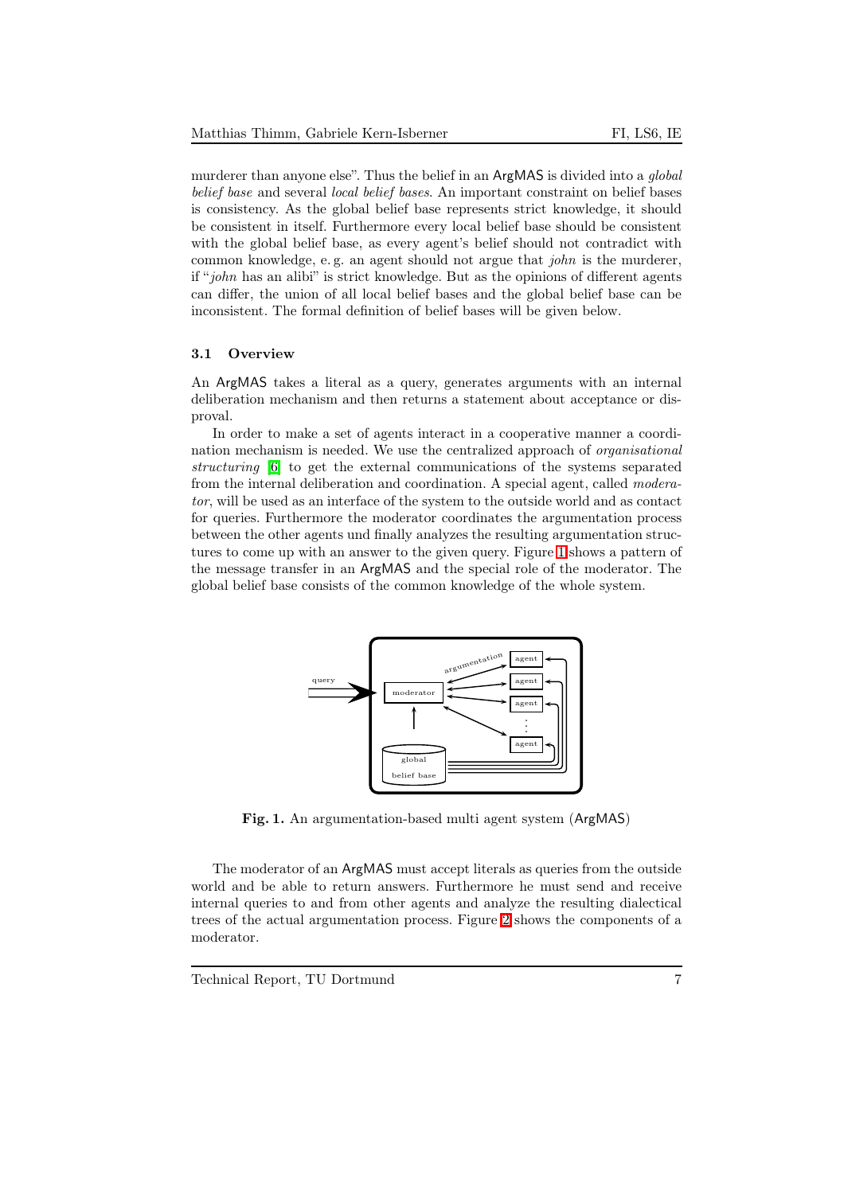murderer than anyone else". Thus the belief in an ArgMAS is divided into a *global belief base* and several *local belief bases*. An important constraint on belief bases is consistency. As the global belief base represents strict knowledge, it should be consistent in itself. Furthermore every local belief base should be consistent with the global belief base, as every agent's belief should not contradict with common knowledge, e. g. an agent should not argue that *john* is the murderer, if "*john* has an alibi" is strict knowledge. But as the opinions of different agents can differ, the union of all local belief bases and the global belief base can be inconsistent. The formal definition of belief bases will be given below.

### 3.1 Overview

An ArgMAS takes a literal as a query, generates arguments with an internal deliberation mechanism and then returns a statement about acceptance or disproval.

In order to make a set of agents interact in a cooperative manner a coordination mechanism is needed. We use the centralized approach of *organisational structuring* [6] to get the external communications of the systems separated from the internal deliberation and coordination. A special agent, called *moderator*, will be used as an interface of the system to the outside world and as contact for queries. Furthermore the moderator coordinates the argumentation process between the other agents und finally analyzes the resulting argumentation structures to come up with an answer to the given query. Figure 1 shows a pattern of the message transfer in an ArgMAS and the special role of the moderator. The global belief base consists of the common knowledge of the whole system.

**Fig. 1.** An argumentation-based multi agent system (ArgMAS)

The moderator of an ArgMAS must accept literals as queries from the outside world and be able to return answers. Furthermore he must send and receive internal queries to and from other agents and analyze the resulting dialectical trees of the actual argumentation process. Figure 2 shows the components of a moderator.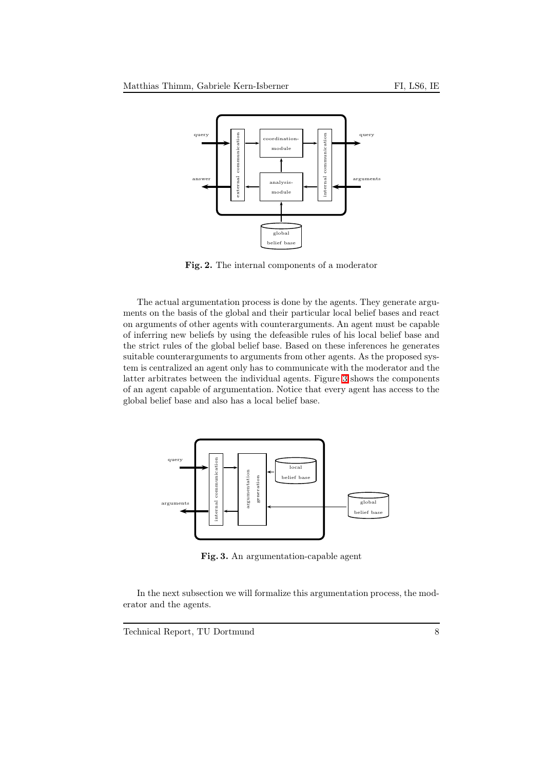Fig. 2. The internal components of a moderator

The actual argumentation process is done by the agents. They generate arguments on the basis of the global and their particular local belief bases and react on arguments of other agents with counterarguments. An agent must be capable of inferring new beliefs by using the defeasible rules of his local belief base and the strict rules of the global belief base. Based on these inferences he generates suitable counterarguments to arguments from other agents. As the proposed system is centralized an agent only has to communicate with the moderator and the latter arbitrates between the individual agents. Figure 3 shows the components of an agent capable of argumentation. Notice that every agent has access to the global belief base and also has a local belief base.

Fig. 3. An argumentation-capable agent

In the next subsection we will formalize this argumentation process, the moderator and the agents.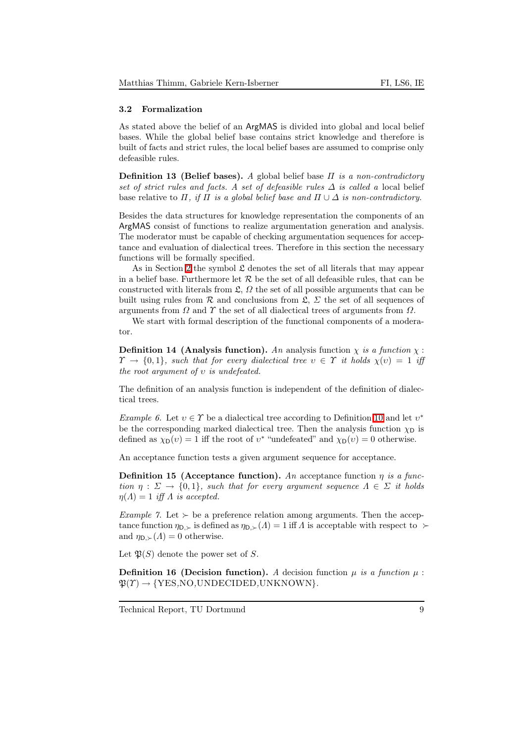### 3.2 Formalization

As stated above the belief of an ArgMAS is divided into global and local belief bases. While the global belief base contains strict knowledge and therefore is built of facts and strict rules, the local belief bases are assumed to comprise only defeasible rules.

**Definition 13 (Belief bases).** *A* global belief base *$\Pi$ is a non-contradictory set of strict rules and facts. A set of defeasible rules $\Delta$ is called a* local belief base *relative to $\Pi$, if $\Pi$ is a global belief base and $\Pi \cup \Delta$ is non-contradictory.*

Besides the data structures for knowledge representation the components of an ArgMAS consist of functions to realize argumentation generation and analysis. The moderator must be capable of checking argumentation sequences for acceptance and evaluation of dialectical trees. Therefore in this section the necessary functions will be formally specified.

As in Section 2 the symbol $\mathfrak{L}$ denotes the set of all literals that may appear in a belief base. Furthermore let $\mathcal{R}$ be the set of all defeasible rules, that can be constructed with literals from $\mathfrak{L}$, $\Omega$ the set of all possible arguments that can be built using rules from $\mathcal{R}$ and conclusions from $\mathfrak{L}$, $\Sigma$ the set of all sequences of arguments from $\Omega$ and $\Upsilon$ the set of all dialectical trees of arguments from $\Omega$.

We start with formal description of the functional components of a moderator.

**Definition 14 (Analysis function).** *An* analysis function *$\chi$ is a function $\chi : \Upsilon \rightarrow \{0, 1\}$, such that for every dialectical tree $\upsilon \in \Upsilon$ it holds $\chi(\upsilon) = 1$ iff the root argument of $\upsilon$ is undefeated.*

The definition of an analysis function is independent of the definition of dialectical trees.

*Example 6.* Let $\upsilon \in \Upsilon$ be a dialectical tree according to Definition 10 and let $\upsilon^*$ be the corresponding marked dialectical tree. Then the analysis function $\chi_{\mathsf{D}}$ is defined as $\chi_{\mathsf{D}}(\upsilon) = 1$ iff the root of $\upsilon^*$ "undefeated" and $\chi_{\mathsf{D}}(\upsilon) = 0$ otherwise.

An acceptance function tests a given argument sequence for acceptance.

**Definition 15 (Acceptance function).** *An* acceptance function *$\eta$ is a function $\eta : \Sigma \rightarrow \{0, 1\}$, such that for every argument sequence $\Lambda \in \Sigma$ it holds $\eta(\Lambda) = 1$ iff $\Lambda$ is accepted.*

*Example 7.* Let $\succ$ be a preference relation among arguments. Then the acceptance function $\eta_{\mathsf{D},\succ}$ is defined as $\eta_{\mathsf{D},\succ}(\Lambda) = 1$ iff $\Lambda$ is acceptable with respect to $\succ$ and $\eta_{\mathsf{D},\succ}(\Lambda) = 0$ otherwise.

Let $\mathfrak{P}(S)$ denote the power set of $S$.

**Definition 16 (Decision function).** *A* decision function *$\mu$ is a function $\mu : \mathfrak{P}(\Upsilon) \rightarrow \{\text{YES,NO,UNDECIDED,UNKNOWN}\}$.*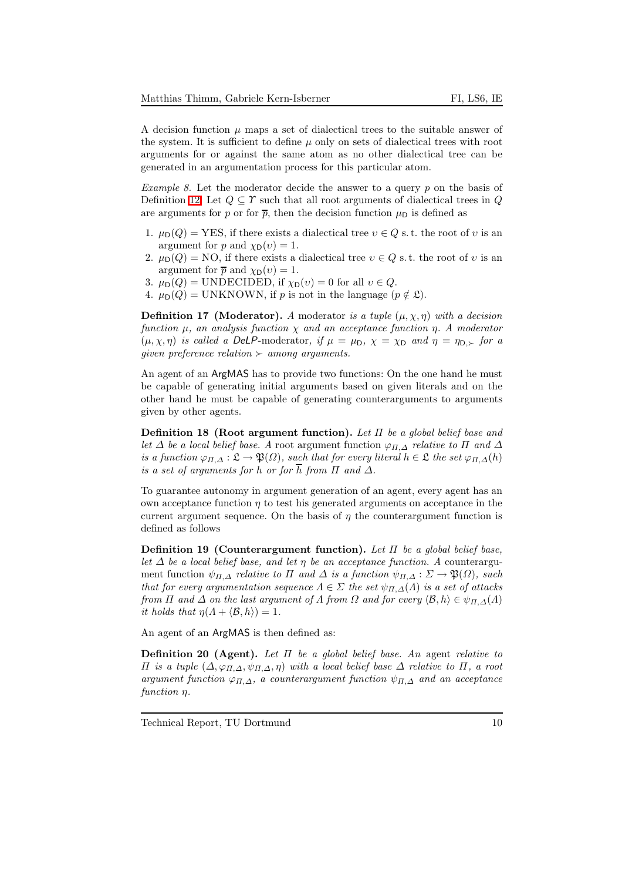A decision function $\mu$ maps a set of dialectical trees to the suitable answer of the system. It is sufficient to define $\mu$ only on sets of dialectical trees with root arguments for or against the same atom as no other dialectical tree can be generated in an argumentation process for this particular atom.

*Example 8.* Let the moderator decide the answer to a query $p$ on the basis of Definition 12. Let $Q \subseteq \Upsilon$ such that all root arguments of dialectical trees in $Q$ are arguments for $p$ or for $\overline{p}$, then the decision function $\mu_{\mathsf{D}}$ is defined as

1. $\mu_{\mathsf{D}}(Q) = \text{YES}$, if there exists a dialectical tree $\upsilon \in Q$ s.t. the root of $\upsilon$ is an argument for $p$ and $\chi_{\mathsf{D}}(\upsilon) = 1$.
2. $\mu_{\mathsf{D}}(Q) = \text{NO}$, if there exists a dialectical tree $\upsilon \in Q$ s.t. the root of $\upsilon$ is an argument for $\overline{p}$ and $\chi_{\mathsf{D}}(\upsilon) = 1$.
3. $\mu_{\mathsf{D}}(Q) = \text{UNDECIDED}$, if $\chi_{\mathsf{D}}(\upsilon) = 0$ for all $\upsilon \in Q$.
4. $\mu_{\mathsf{D}}(Q) = \text{UNKNOWN}$, if $p$ is not in the language ($p \notin \mathfrak{L}$).

**Definition 17 (Moderator).** *A* moderator *is a tuple $(\mu, \chi, \eta)$ with a decision function $\mu$, an analysis function $\chi$ and an acceptance function $\eta$. A moderator $(\mu, \chi, \eta)$ is called a* DeLP*-moderator, if $\mu = \mu_{\mathsf{D}}$, $\chi = \chi_{\mathsf{D}}$ and $\eta = \eta_{\mathsf{D},\succ}$ for a given preference relation $\succ$ among arguments.*

An agent of an ArgMAS has to provide two functions: On the one hand he must be capable of generating initial arguments based on given literals and on the other hand he must be capable of generating counterarguments to arguments given by other agents.

**Definition 18 (Root argument function).** *Let $\Pi$ be a global belief base and let $\Delta$ be a local belief base. A* root argument function *$\varphi_{\Pi,\Delta}$ relative to $\Pi$ and $\Delta$ is a function $\varphi_{\Pi,\Delta} : \mathfrak{L} \to \mathfrak{P}(\Omega)$, such that for every literal $h \in \mathfrak{L}$ the set $\varphi_{\Pi,\Delta}(h)$ is a set of arguments for $h$ or for $\overline{h}$ from $\Pi$ and $\Delta$.*

To guarantee autonomy in argument generation of an agent, every agent has an own acceptance function $\eta$ to test his generated arguments on acceptance in the current argument sequence. On the basis of $\eta$ the counterargument function is defined as follows

**Definition 19 (Counterargument function).** *Let $\Pi$ be a global belief base, let $\Delta$ be a local belief base, and let $\eta$ be an acceptance function. A* counterargument function *$\psi_{\Pi,\Delta}$ relative to $\Pi$ and $\Delta$ is a function $\psi_{\Pi,\Delta} : \Sigma \to \mathfrak{P}(\Omega)$, such that for every argumentation sequence $\Lambda \in \Sigma$ the set $\psi_{\Pi,\Delta}(\Lambda)$ is a set of attacks from $\Pi$ and $\Delta$ on the last argument of $\Lambda$ from $\Omega$ and for every $\langle \mathcal{B}, h \rangle \in \psi_{\Pi,\Delta}(\Lambda)$ it holds that $\eta(\Lambda + \langle \mathcal{B}, h \rangle) = 1$.*

An agent of an ArgMAS is then defined as:

**Definition 20 (Agent).** *Let $\Pi$ be a global belief base. An* agent *relative to $\Pi$ is a tuple $(\Delta, \varphi_{\Pi,\Delta}, \psi_{\Pi,\Delta}, \eta)$ with a local belief base $\Delta$ relative to $\Pi$, a root argument function $\varphi_{\Pi,\Delta}$, a counterargument function $\psi_{\Pi,\Delta}$ and an acceptance function $\eta$.*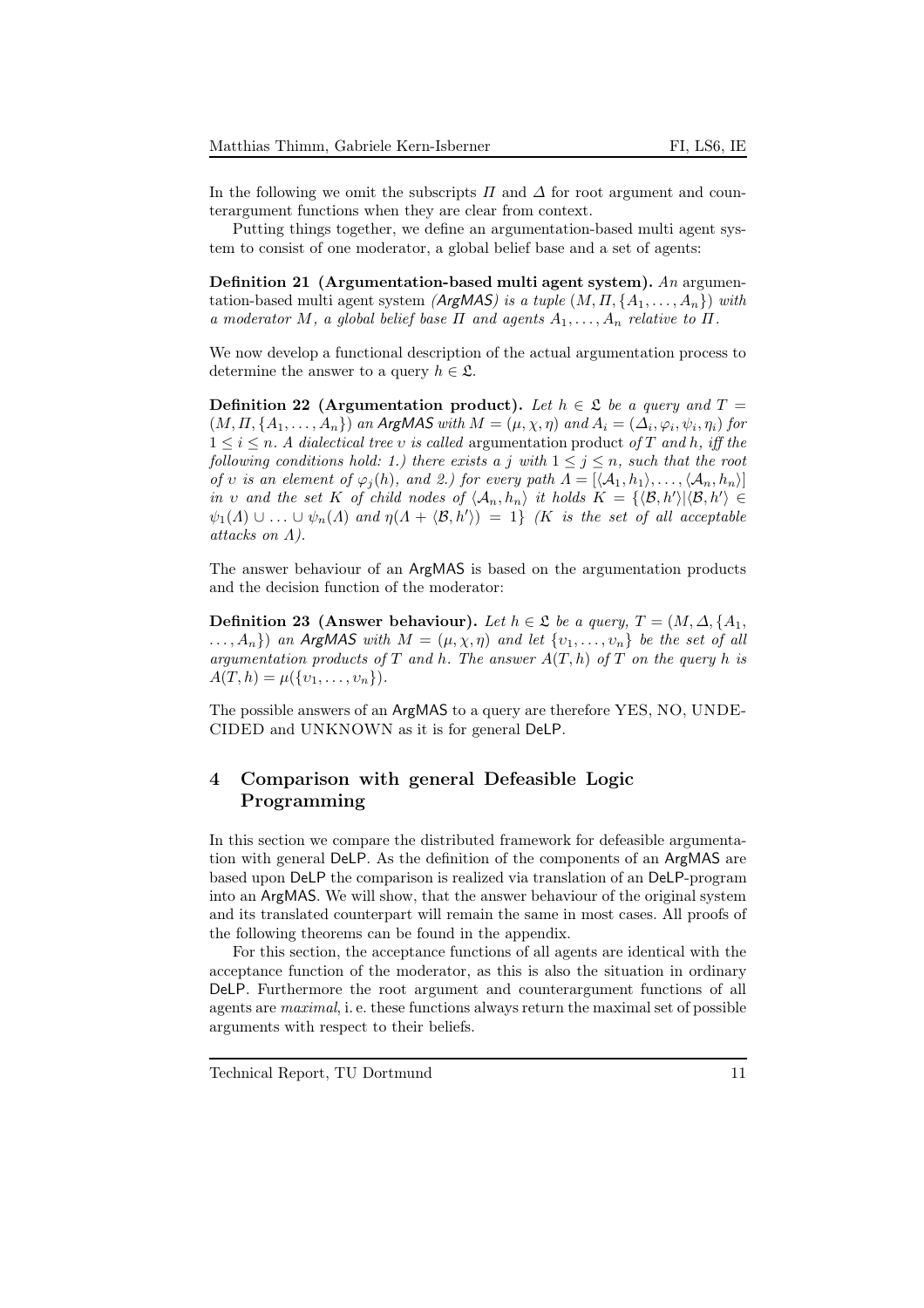In the following we omit the subscripts $\Pi$ and $\Delta$ for root argument and counterargument functions when they are clear from context.

Putting things together, we define an argumentation-based multi agent system to consist of one moderator, a global belief base and a set of agents:

**Definition 21 (Argumentation-based multi agent system).** *An* argumentation-based multi agent system *(ArgMAS) is a tuple $(M, \Pi, \{A_1, \ldots, A_n\})$ with a moderator $M$, a global belief base $\Pi$ and agents $A_1, \ldots, A_n$ relative to $\Pi$.*

We now develop a functional description of the actual argumentation process to determine the answer to a query $h \in \mathfrak{L}$.

**Definition 22 (Argumentation product).** *Let $h \in \mathfrak{L}$ be a query and $T = (M, \Pi, \{A_1, \ldots, A_n\})$ an ArgMAS with $M = (\mu, \chi, \eta)$ and $A_i = (\Delta_i, \varphi_i, \psi_i, \eta_i)$ for $1 \leq i \leq n$. A dialectical tree $\upsilon$ is called* argumentation product *of $T$ and $h$, iff the following conditions hold: 1.) there exists a $j$ with $1 \leq j \leq n$, such that the root of $\upsilon$ is an element of $\varphi_j(h)$, and 2.) for every path $\Lambda = [\langle \mathcal{A}_1, h_1 \rangle, \ldots, \langle \mathcal{A}_n, h_n \rangle]$ in $\upsilon$ and the set $K$ of child nodes of $\langle \mathcal{A}_n, h_n \rangle$ it holds $K = \{\langle \mathcal{B}, h' \rangle | \langle \mathcal{B}, h' \rangle \in \psi_1(\Lambda) \cup \ldots \cup \psi_n(\Lambda)$ and $\eta(\Lambda + \langle \mathcal{B}, h' \rangle) = 1\}$ ($K$ is the set of all acceptable attacks on $\Lambda$).*

The answer behaviour of an ArgMAS is based on the argumentation products and the decision function of the moderator:

**Definition 23 (Answer behaviour).** *Let $h \in \mathfrak{L}$ be a query, $T = (M, \Delta, \{A_1, \ldots, A_n\})$ an ArgMAS with $M = (\mu, \chi, \eta)$ and let $\{\upsilon_1, \ldots, \upsilon_n\}$ be the set of all argumentation products of $T$ and $h$. The answer $A(T, h)$ of $T$ on the query $h$ is $A(T, h) = \mu(\{\upsilon_1, \ldots, \upsilon_n\})$.*

The possible answers of an ArgMAS to a query are therefore YES, NO, UNDECIDED and UNKNOWN as it is for general DeLP.

## 4 Comparison with general Defeasible Logic Programming

In this section we compare the distributed framework for defeasible argumentation with general DeLP. As the definition of the components of an ArgMAS are based upon DeLP the comparison is realized via translation of an DeLP-program into an ArgMAS. We will show, that the answer behaviour of the original system and its translated counterpart will remain the same in most cases. All proofs of the following theorems can be found in the appendix.

For this section, the acceptance functions of all agents are identical with the acceptance function of the moderator, as this is also the situation in ordinary DeLP. Furthermore the root argument and counterargument functions of all agents are *maximal*, i. e. these functions always return the maximal set of possible arguments with respect to their beliefs.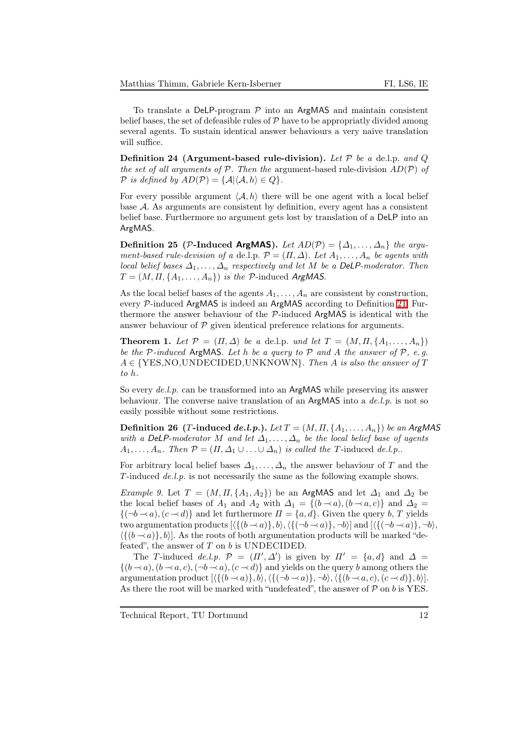To translate a DeLP-program $\mathcal{P}$ into an ArgMAS and maintain consistent belief bases, the set of defeasible rules of $\mathcal{P}$ have to be appropriatly divided among several agents. To sustain identical answer behaviours a very naive translation will suffice.

**Definition 24 (Argument-based rule-division).** *Let $\mathcal{P}$ be a* de.l.p. *and $Q$ the set of all arguments of $\mathcal{P}$. Then the* argument-based rule-division $AD(\mathcal{P})$ *of $\mathcal{P}$ is defined by $AD(\mathcal{P}) = \{\mathcal{A} | \langle \mathcal{A}, h \rangle \in Q\}$.*

For every possible argument $\langle \mathcal{A}, h \rangle$ there will be one agent with a local belief base $\mathcal{A}$. As arguments are consistent by definition, every agent has a consistent belief base. Furthermore no argument gets lost by translation of a DeLP into an ArgMAS.

**Definition 25 ($\mathcal{P}$-Induced ArgMAS).** *Let $AD(\mathcal{P}) = \{\Delta_1, \ldots, \Delta_n\}$ the argument-based rule-devision of a* de.l.p. *$\mathcal{P} = (\Pi, \Delta)$. Let $A_1, \ldots, A_n$ be agents with local belief bases $\Delta_1, \ldots, \Delta_n$ respectively and let $M$ be a DeLP-moderator. Then $T = (M, \Pi, \{A_1, \ldots, A_n\})$ is the $\mathcal{P}$-induced ArgMAS.*

As the local belief bases of the agents $A_1, \ldots, A_n$ are consistent by construction, every $\mathcal{P}$-induced ArgMAS is indeed an ArgMAS according to Definition 21. Furthermore the answer behaviour of the $\mathcal{P}$-induced ArgMAS is identical with the answer behaviour of $\mathcal{P}$ given identical preference relations for arguments.

**Theorem 1.** *Let $\mathcal{P} = (\Pi, \Delta)$ be a* de.l.p. *und let $T = (M, \Pi, \{A_1, \ldots, A_n\})$ be the $\mathcal{P}$-induced* ArgMAS*. Let $h$ be a query to $\mathcal{P}$ and $A$ the answer of $\mathcal{P}$, e. g. $A \in \{$YES,NO,UNDECIDED,UNKNOWN$\}$. Then $A$ is also the answer of $T$ to $h$.*

So every *de.l.p.* can be transformed into an ArgMAS while preserving its answer behaviour. The converse naive translation of an ArgMAS into a *de.l.p.* is not so easily possible without some restrictions.

**Definition 26 ($T$-induced *de.l.p.*).** *Let $T = (M, \Pi, \{A_1, \ldots, A_n\})$ be an ArgMAS with a DeLP-moderator $M$ and let $\Delta_1, \ldots, \Delta_n$ be the local belief base of agents $A_1, \ldots, A_n$. Then $\mathcal{P} = (\Pi, \Delta_1 \cup \ldots \cup \Delta_n)$ is called the $T$-induced de.l.p..*

For arbitrary local belief bases $\Delta_1, \ldots, \Delta_n$ the answer behaviour of $T$ and the $T$-induced *de.l.p.* is not necessarily the same as the following example shows.

*Example 9.* Let $T = (M, \Pi, \{A_1, A_2\})$ be an ArgMAS and let $\Delta_1$ and $\Delta_2$ be the local belief bases of $A_1$ and $A_2$ with $\Delta_1 = \{(b \prec a), (b \prec a, c)\}$ and $\Delta_2 = \{(\neg b \prec a), (c \prec d)\}$ and let furthermore $\Pi = \{a, d\}$. Given the query $b$, $T$ yields two argumentation products $[\langle \{(b \prec a)\}, b \rangle, \langle \{(\neg b \prec a)\}, \neg b \rangle]$ and $[\langle \{(\neg b \prec a)\}, \neg b \rangle, \langle \{(b \prec a)\}, b \rangle]$. As the roots of both argumentation products will be marked "defeated", the answer of $T$ on $b$ is UNDECIDED.

The $T$-induced *de.l.p.* $\mathcal{P} = (\Pi', \Delta')$ is given by $\Pi' = \{a, d\}$ and $\Delta = \{(b \prec a), (b \prec a, c), (\neg b \prec a), (c \prec d)\}$ and yields on the query $b$ among others the argumentation product $[\langle \{(b \prec a)\}, b \rangle, \langle \{(\neg b \prec a)\}, \neg b \rangle, \langle \{(b \prec a, c), (c \prec d)\}, b \rangle]$. As there the root will be marked with "undefeated", the answer of $\mathcal{P}$ on $b$ is YES.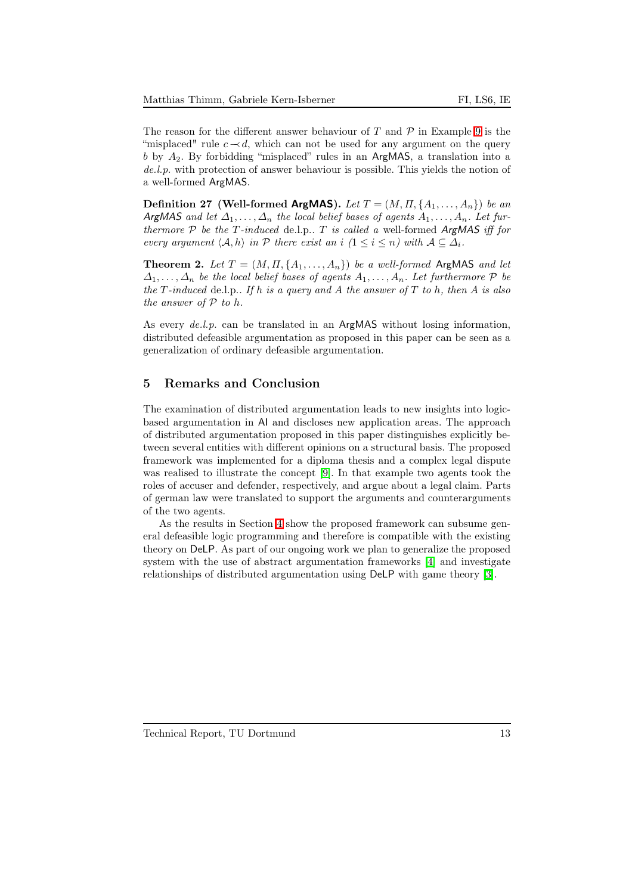The reason for the different answer behaviour of $T$ and $\mathcal{P}$ in Example 9 is the "misplaced" rule $c \prec d$, which can not be used for any argument on the query $b$ by $A_2$. By forbidding "misplaced" rules in an ArgMAS, a translation into a *de.l.p.* with protection of answer behaviour is possible. This yields the notion of a well-formed ArgMAS.

**Definition 27 (Well-formed ArgMAS).** *Let $T = (M, \Pi, \{A_1, \ldots, A_n\})$ be an ArgMAS and let $\Delta_1, \ldots, \Delta_n$ the local belief bases of agents $A_1, \ldots, A_n$. Let furthermore $\mathcal{P}$ be the $T$-induced* de.l.p.. *$T$ is called a* well-formed *ArgMAS iff for every argument $\langle \mathcal{A}, h \rangle$ in $\mathcal{P}$ there exist an $i$ $(1 \leq i \leq n)$ with $\mathcal{A} \subseteq \Delta_i$.*

**Theorem 2.** *Let $T = (M, \Pi, \{A_1, \ldots, A_n\})$ be a well-formed* ArgMAS *and let $\Delta_1, \ldots, \Delta_n$ be the local belief bases of agents $A_1, \ldots, A_n$. Let furthermore $\mathcal{P}$ be the $T$-induced* de.l.p.. *If $h$ is a query and $A$ the answer of $T$ to $h$, then $A$ is also the answer of $\mathcal{P}$ to $h$.*

As every *de.l.p.* can be translated in an ArgMAS without losing information, distributed defeasible argumentation as proposed in this paper can be seen as a generalization of ordinary defeasible argumentation.

## 5 Remarks and Conclusion

The examination of distributed argumentation leads to new insights into logic-based argumentation in AI and discloses new application areas. The approach of distributed argumentation proposed in this paper distinguishes explicitly between several entities with different opinions on a structural basis. The proposed framework was implemented for a diploma thesis and a complex legal dispute was realised to illustrate the concept [9]. In that example two agents took the roles of accuser and defender, respectively, and argue about a legal claim. Parts of german law were translated to support the arguments and counterarguments of the two agents.

As the results in Section 4 show the proposed framework can subsume general defeasible logic programming and therefore is compatible with the existing theory on DeLP. As part of our ongoing work we plan to generalize the proposed system with the use of abstract argumentation frameworks [4] and investigate relationships of distributed argumentation using DeLP with game theory [3].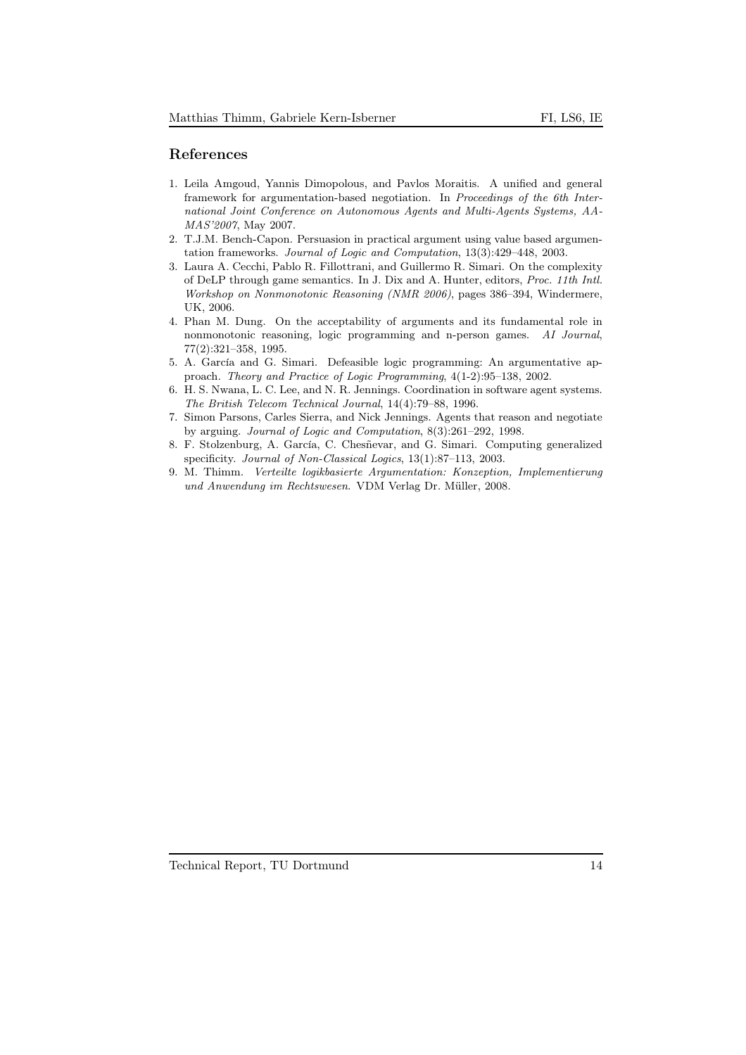## References

1. Leila Amgoud, Yannis Dimopolous, and Pavlos Moraitis. A unified and general framework for argumentation-based negotiation. In *Proceedings of the 6th International Joint Conference on Autonomous Agents and Multi-Agents Systems, AAMAS'2007*, May 2007.
2. T.J.M. Bench-Capon. Persuasion in practical argument using value based argumentation frameworks. *Journal of Logic and Computation*, 13(3):429–448, 2003.
3. Laura A. Cecchi, Pablo R. Fillottrani, and Guillermo R. Simari. On the complexity of DeLP through game semantics. In J. Dix and A. Hunter, editors, *Proc. 11th Intl. Workshop on Nonmonotonic Reasoning (NMR 2006)*, pages 386–394, Windermere, UK, 2006.
4. Phan M. Dung. On the acceptability of arguments and its fundamental role in nonmonotonic reasoning, logic programming and n-person games. *AI Journal*, 77(2):321–358, 1995.
5. A. García and G. Simari. Defeasible logic programming: An argumentative approach. *Theory and Practice of Logic Programming*, 4(1-2):95–138, 2002.
6. H. S. Nwana, L. C. Lee, and N. R. Jennings. Coordination in software agent systems. *The British Telecom Technical Journal*, 14(4):79–88, 1996.
7. Simon Parsons, Carles Sierra, and Nick Jennings. Agents that reason and negotiate by arguing. *Journal of Logic and Computation*, 8(3):261–292, 1998.
8. F. Stolzenburg, A. García, C. Chesñevar, and G. Simari. Computing generalized specificity. *Journal of Non-Classical Logics*, 13(1):87–113, 2003.
9. M. Thimm. *Verteilte logikbasierte Argumentation: Konzeption, Implementierung und Anwendung im Rechtswesen*. VDM Verlag Dr. Müller, 2008.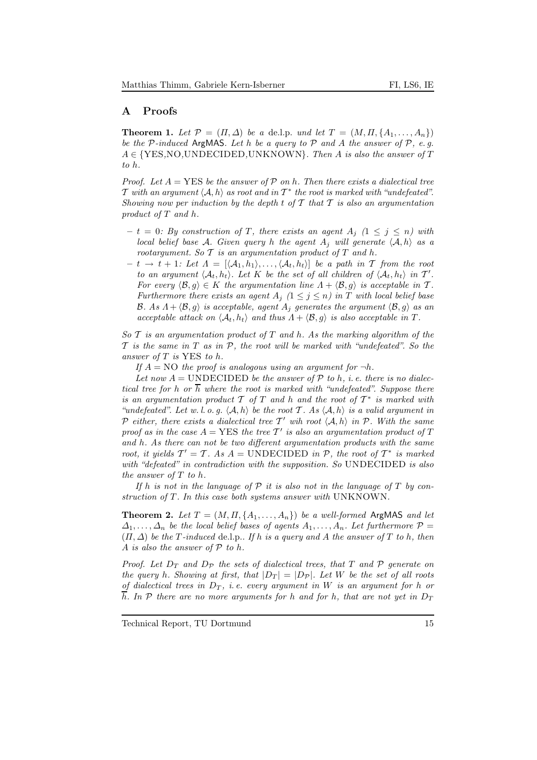## A Proofs

**Theorem 1.** *Let $\mathcal{P} = (\Pi, \Delta)$ be a* de.l.p. *und let $T = (M, \Pi, \{A_1, \ldots, A_n\})$ be the $\mathcal{P}$-induced* ArgMAS*. Let $h$ be a query to $\mathcal{P}$ and $A$ the answer of $\mathcal{P}$, e. g. $A \in \{\text{YES,NO,UNDECIDED,UNKNOWN}\}$. Then $A$ is also the answer of $T$ to $h$.*

*Proof.* Let $A = \text{YES}$ be the answer of $\mathcal{P}$ on $h$. Then there exists a dialectical tree $\mathcal{T}$ with an argument $\langle \mathcal{A}, h\rangle$ as root and in $\mathcal{T}^*$ the root is marked with "undefeated". Showing now per induction by the depth $t$ of $\mathcal{T}$ that $\mathcal{T}$ is also an argumentation product of $T$ and $h$.

- $t = 0$: By construction of $T$, there exists an agent $A_j$ ($1 \leq j \leq n$) with local belief base $\mathcal{A}$. Given query $h$ the agent $A_j$ will generate $\langle \mathcal{A}, h\rangle$ as a rootargument. So $\mathcal{T}$ is an argumentation product of $T$ and $h$.
- $t \rightarrow t+1$: Let $\Lambda = [\langle \mathcal{A}_1, h_1\rangle, \ldots, \langle \mathcal{A}_t, h_t\rangle]$ be a path in $\mathcal{T}$ from the root to an argument $\langle \mathcal{A}_t, h_t\rangle$. Let $K$ be the set of all children of $\langle \mathcal{A}_t, h_t\rangle$ in $\mathcal{T}'$. For every $\langle \mathcal{B}, g\rangle \in K$ the argumentation line $\Lambda + \langle \mathcal{B}, g\rangle$ is acceptable in $\mathcal{T}$. Furthermore there exists an agent $A_j$ ($1 \leq j \leq n$) in $T$ with local belief base $\mathcal{B}$. As $\Lambda + \langle \mathcal{B}, g\rangle$ is acceptable, agent $A_j$ generates the argument $\langle \mathcal{B}, g\rangle$ as an acceptable attack on $\langle \mathcal{A}_t, h_t\rangle$ and thus $\Lambda + \langle \mathcal{B}, g\rangle$ is also acceptable in $T$.

So $\mathcal{T}$ is an argumentation product of $T$ and $h$. As the marking algorithm of the $\mathcal{T}$ is the same in $T$ as in $\mathcal{P}$, the root will be marked with "undefeated". So the answer of $T$ is YES to $h$.

If $A = \text{NO}$ the proof is analogous using an argument for $\neg h$.

Let now $A = \text{UNDECIDED}$ be the answer of $\mathcal{P}$ to $h$, i. e. there is no dialectical tree for $h$ or $\overline{h}$ where the root is marked with "undefeated". Suppose there is an argumentation product $\mathcal{T}$ of $T$ and $h$ and the root of $\mathcal{T}^*$ is marked with "undefeated". Let w. l. o. g. $\langle \mathcal{A}, h\rangle$ be the root $\mathcal{T}$. As $\langle \mathcal{A}, h\rangle$ is a valid argument in $\mathcal{P}$ either, there exists a dialectical tree $\mathcal{T}'$ wih root $\langle \mathcal{A}, h\rangle$ in $\mathcal{P}$. With the same proof as in the case $A = \text{YES}$ the tree $\mathcal{T}'$ is also an argumentation product of $T$ and $h$. As there can not be two different argumentation products with the same root, it yields $\mathcal{T}' = \mathcal{T}$. As $A = \text{UNDECIDED}$ in $\mathcal{P}$, the root of $\mathcal{T}^*$ is marked with "defeated" in contradiction with the supposition. So UNDECIDED is also the answer of $T$ to $h$.

If $h$ is not in the language of $\mathcal{P}$ it is also not in the language of $T$ by construction of $T$. In this case both systems answer with UNKNOWN.

**Theorem 2.** *Let $T = (M, \Pi, \{A_1, \ldots, A_n\})$ be a well-formed* ArgMAS *and let $\Delta_1, \ldots, \Delta_n$ be the local belief bases of agents $A_1, \ldots, A_n$. Let furthermore $\mathcal{P} = (\Pi, \Delta)$ be the $T$-induced* de.l.p.*. If $h$ is a query and $A$ the answer of $T$ to $h$, then $A$ is also the answer of $\mathcal{P}$ to $h$.*

*Proof.* Let $D_T$ and $D_{\mathcal{P}}$ the sets of dialectical trees, that $T$ and $\mathcal{P}$ generate on the query $h$. Showing at first, that $|D_T| = |D_{\mathcal{P}}|$. Let $W$ be the set of all roots of dialectical trees in $D_T$, i. e. every argument in $W$ is an argument for $h$ or $\overline{h}$. In $\mathcal{P}$ there are no more arguments for $h$ and for $h$, that are not yet in $D_T$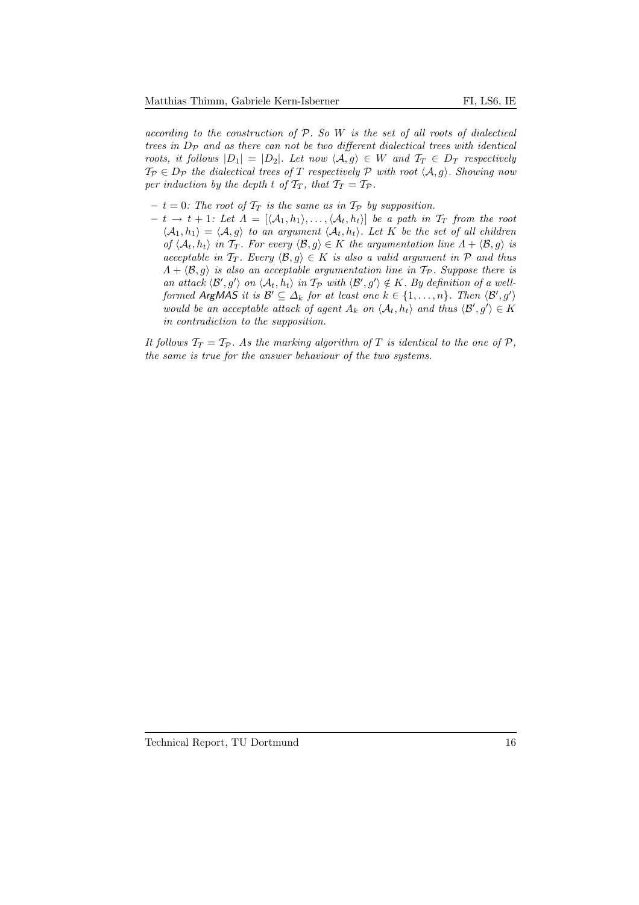*according to the construction of $\mathcal{P}$. So $W$ is the set of all roots of dialectical trees in $D_{\mathcal{P}}$ and as there can not be two different dialectical trees with identical roots, it follows $|D_1| = |D_2|$. Let now $\langle \mathcal{A}, g\rangle \in W$ and $\mathcal{T}_T \in D_T$ respectively $\mathcal{T}_{\mathcal{P}} \in D_{\mathcal{P}}$ the dialectical trees of $T$ respectively $\mathcal{P}$ with root $\langle \mathcal{A}, g\rangle$. Showing now per induction by the depth $t$ of $\mathcal{T}_T$, that $\mathcal{T}_T = \mathcal{T}_{\mathcal{P}}$.*

- *$t = 0$: The root of $\mathcal{T}_T$ is the same as in $\mathcal{T}_{\mathcal{P}}$ by supposition.*
- *$t \rightarrow t+1$: Let $\Lambda = [\langle \mathcal{A}_1, h_1\rangle, \ldots, \langle \mathcal{A}_t, h_t\rangle]$ be a path in $\mathcal{T}_T$ from the root $\langle \mathcal{A}_1, h_1\rangle = \langle \mathcal{A}, g\rangle$ to an argument $\langle \mathcal{A}_t, h_t\rangle$. Let $K$ be the set of all children of $\langle \mathcal{A}_t, h_t\rangle$ in $\mathcal{T}_T$. For every $\langle \mathcal{B}, g\rangle \in K$ the argumentation line $\Lambda + \langle \mathcal{B}, g\rangle$ is acceptable in $\mathcal{T}_T$. Every $\langle \mathcal{B}, g\rangle \in K$ is also a valid argument in $\mathcal{P}$ and thus $\Lambda + \langle \mathcal{B}, g\rangle$ is also an acceptable argumentation line in $\mathcal{T}_{\mathcal{P}}$. Suppose there is an attack $\langle \mathcal{B}', g'\rangle$ on $\langle \mathcal{A}_t, h_t\rangle$ in $\mathcal{T}_{\mathcal{P}}$ with $\langle \mathcal{B}', g'\rangle \notin K$. By definition of a well-formed ArgMAS it is $\mathcal{B}' \subseteq \Delta_k$ for at least one $k \in \{1, \ldots, n\}$. Then $\langle \mathcal{B}', g'\rangle$ would be an acceptable attack of agent $A_k$ on $\langle \mathcal{A}_t, h_t\rangle$ and thus $\langle \mathcal{B}', g'\rangle \in K$ in contradiction to the supposition.*

*It follows $\mathcal{T}_T = \mathcal{T}_{\mathcal{P}}$. As the marking algorithm of $T$ is identical to the one of $\mathcal{P}$, the same is true for the answer behaviour of the two systems.*